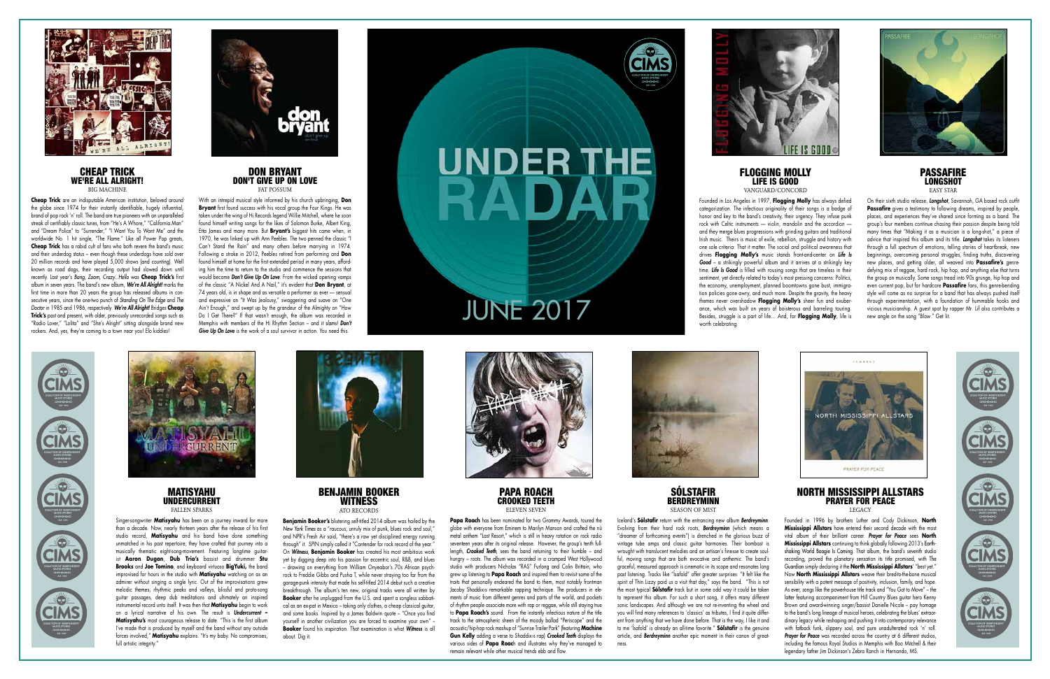# UNDER THE RADAR

# JUNE 2017

## CHEAP TRICK
### WE'RE ALL ALRIGHT!
BIG MACHINE

**Cheap Trick** are an indisputable American institution, beloved around the globe since 1974 for their instantly identifiable, hugely influential, brand of pop rock 'n' roll. The band are true pioneers with an unparalleled streak of certifiably classic tunes, from "He's A Whore," "California Man" and "Dream Police" to "Surrender," "I Want You To Want Me" and the worldwide No. 1 hit single, "The Flame." Like all Power Pop greats, **Cheap Trick** has a rabid cult of fans who both revere the band's music and their underdog status – even though these underdogs have sold over 20 million records and have played 5,000 shows (and counting). Well known as road dogs, their recording output had slowed down until recently. Last year's *Bang, Zoom, Crazy...Hello* was **Cheap Trick's** first album in seven years. The band's new album, ***We're All Alright!*** marks the first time in more than 20 years the group has released albums in consecutive years, since the one-two punch of *Standing On The Edge* and *The Doctor* in 1985 and 1986, respectively. ***We're All Alright!*** Bridges **Cheap Trick's** past and present, with older, previously unrecorded songs such as "Radio Lover," "Lolita" and "She's Alright" sitting alongside brand new rockers. And, yes, they're coming to a town near you! Elo kiddies!

## DON BRYANT
### DON'T GIVE UP ON LOVE
FAT POSSUM

With an intrepid musical style informed by his church upbringing, **Don Bryant** first found success with his vocal group the Four Kings. He was taken under the wing of Hi Records legend Willie Mitchell, where he soon found himself writing songs for the likes of Solomon Burke, Albert King, Etta James and many more. But **Bryant's** biggest hits came when, in 1970, he was linked up with Ann Peebles. The two penned the classic "I Can't Stand the Rain" and many others before marrying in 1974. Following a stroke in 2012, Peebles retired from performing and **Don** found himself at home for the first extended period in many years, affording him the time to return to the studio and commence the sessions that would become ***Don't Give Up On Love***. From the wicked opening vamps of the classic "A Nickel And A Nail," it's evident that **Don Bryant**, at 74 years old, is in shape and as versatile a performer as ever — sensual and expressive on "It Was Jealousy," swaggering and suave on "One Ain't Enough," and swept up by the grandeur of the Almighty on "How Do I Get There?" If that wasn't enough, the album was recorded in Memphis with members of the Hi Rhythm Section – and it slams! ***Don't Give Up On Love*** is the work of a soul survivor in action. You need this.

## FLOGGING MOLLY
### LIFE IS GOOD
VANGUARD/CONCORD

Founded in Los Angeles in 1997, **Flogging Molly** has always defied categorization. The infectious originality of their songs is a badge of honor and key to the band's creativity, their urgency. They infuse punk rock with Celtic instruments — violin, mandolin and the accordion — and they merge blues progressions with grinding guitars and traditional Irish music. Theirs is music of exile, rebellion, struggle and history with one sole criteria: That it matter. The social and political awareness that drives **Flogging Molly's** music stands front-and-center on ***Life Is Good*** – a strikingly powerful album and it arrives at a strikingly key time. ***Life Is Good*** is filled with rousing songs that are timeless in their sentiment, yet directly related to today's most pressing concerns: Politics, the economy, unemployment, planned boomtowns gone bust, immigration policies gone awry, and much more. Despite the gravity, the heavy themes never overshadow **Flogging Molly's** sheer fun and exuberance, which was built on years of boisterous and barreling touring. Besides, struggle is a part of life… And, for **Flogging Molly**, life is worth celebrating.

## PASSAFIRE
### LONGSHOT
EASY STAR

On their sixth studio release, ***Longshot***, Savannah, GA based rock outfit **Passafire** gives a testimony to following dreams, inspired by people, places, and experiences they've shared since forming as a band. The group's four members continue chasing their passion despite being told many times that "Making it as a musician is a long-shot," a piece of advice that inspired this album and its title. ***Longshot*** takes its listeners through a full spectrum of emotions, telling stories of heartbreak, new beginnings, overcoming personal struggles, finding truths, discovering new places, and getting older, all weaved into **Passafire's** genre-defying mix of reggae, hard rock, hip hop, and anything else that turns the group on musically. Some songs tread into 90s grunge, hip hop and even current pop, but for hardcore **Passafire** fans, this genre-bending style will come as no surprise for a band that has always pushed itself through experimentation, with a foundation of hummable hooks and vicious musicianship. A guest spot by rapper Mr. Lif also contributes a new angle on the song "Blow." Get lit.

## MATISYAHU
### UNDERCURRENT
FALLEN SPARKS

Singer-songwriter **Matisyahu** has been on a journey inward for more than a decade. Now, nearly thirteen years after the release of his first studio record, **Matisyahu** and his band have done something unmatched in his past repertoire; they have crafted that journey into a musically thematic eight-song-movement. Featuring longtime guitarist **Aaron Dugan**, **Dub Trio's** bassist and drummer **Stu Brooks** and **Joe Tomino**, and keyboard virtuoso **BigYuki**, the band improvised for hours in the studio with **Matisyahu** watching on as an admirer without singing a single lyric. Out of the improvisations grew melodic themes, rhythmic peaks and valleys, blissful and proto-song guitar passages, deep dub meditations and ultimately an inspired instrumental record unto itself. It was then that **Matisyahu** began to work on a lyrical narrative of his own. The result is ***Undercurrent*** – **Matisyahu's** most courageous release to date. "This is the first album I've made that is produced by myself and the band without any outside forces involved," **Matisyahu** explains. "It's my baby. No compromises, full artistic integrity."

## BENJAMIN BOOKER
### WITNESS
ATO RECORDS

**Benjamin Booker's** blistering self-titled 2014 album was hailed by the *New York Times* as a "raucous, unruly mix of punk, blues rock and soul," and NPR's Fresh Air said, "there's a raw yet disciplined energy running through" it. SPIN simply called it "Contender for rock record of the year." On ***Witness***, **Benjamin Booker** has created his most ambitious work yet by digging deep into his passion for eccentric soul, R&B, and blues – drawing on everything from William Onyeabor's 70s African psych-rock to Freddie Gibbs and Pusha T, while never straying too far from the garage-punk intensity that made his self-titled 2014 debut such a creative breakthrough. The album's ten new, original tracks were all written by **Booker** after he unplugged from the U.S. and spent a songless sabbatical as an ex-pat in Mexico – taking only clothes, a cheap classical guitar, and some books. Inspired by a James Baldwin quote – "Once you find yourself in another civilization you are forced to examine your own" – **Booker** found his inspiration. That examination is what ***Witness*** is all about. Dig it.

## PAPA ROACH
### CROOKED TEETH
ELEVEN SEVEN

**Papa Roach** has been nominated for two Grammy Awards, toured the globe with everyone from Eminem to Marilyn Manson and crafted the nü metal anthem "Last Resort," which is still in heavy rotation on rock radio seventeen years after its original release. However, the group's tenth full-length, ***Crooked Teeth***, sees the band returning to their humble – and hungry – roots. The album was recorded in a cramped West Hollywood studio with producers Nicholas "RAS" Furlong and Colin Brittain, who grew up listening to **Papa Roach** and inspired them to revisit some of the traits that personally endeared the band to them, most notably frontman Jacoby Shaddix›s remarkable rapping technique. The producers in elements of music from different genres and parts of the world, and pockets of rhythm people associate more with rap or reggae, while still staying true to **Papa Roach's** sound. From the instantly infectious nature of the title track to the atmospheric sheen of the moody ballad "Periscope" and the acoustic/hip-hop rock mashup of "Sunrise Trailer Park" (featuring **Machine Gun Kelly** adding a verse to Shaddix›s rap) ***Crooked Teeth*** displays the various sides of **Papa Roac**h and illustrates why they've managed to remain relevant while other musical trends ebb and flow.

## SÓLSTAFIR
### BERDREYMINN
SEASON OF MIST

Iceland's **Sólstafir** return with the entrancing new album ***Berdreyminn***. Evolving from their hard rock roots, ***Berdreyminn*** (which means a "dreamer of forthcoming events") is drenched in the glorious buzz of vintage tube amps and classic guitar harmonies. Their bombast is wrought with translucent melodies and an artisan's finesse to create soulful, moving songs that are both evocative and anthemic. The band's graceful, measured approach is cinematic in its scope and resonates long past listening. Tracks like "Ísafold" offer greater surprises: "It felt like the spirit of Thin Lizzy paid us a visit that day," says the band. "This is not the most typical **Sólstafir** track but in some odd way it could be taken to represent this album. For such a short song, it offers many different sonic landscapes. And although we are not re-inventing the wheel and you will find many references to 'classics' as tributes, I find it quite different from anything that we have done before. That is the way, I like it and to me 'Ísafold' is already an all-time favorite." **Sólstafir** is the genuine article, and ***Berdreyminn*** another epic moment in their canon of greatness.

## NORTH MISSISSIPPI ALLSTARS
### PRAYER FOR PEACE
LEGACY

Founded in 1996 by brothers Luther and Cody Dickinson, **North Mississippi Allstars** have entered their second decade with the most vital album of their brilliant career. ***Prayer for Peace*** sees **North Mississippi Allstars** continuing to think globally following 2013's Earth-shaking World Boogie Is Coming. That album, the band's seventh studio recording, proved the planetary sensation its title promised, with The Guardian simply declaring it the **North Mississippi Allstars'** "best yet." Now **North Mississippi Allstars** weave their bred-to-the-bone musical sensibility with a potent message of positivity, inclusion, family, and hope. As ever, songs like the powerhouse title track and "You Got to Move" – the latter featuring accompaniment from Hill Country Blues guitar hero Kenny Brown and award-winning singer/bassist Danielle Nicole – pay homage to the band's long lineage of musical heroes, celebrating the blues' extraordinary legacy while reshaping and pushing it into contemporary relevance with fatback funk, slippery soul, and pure unadulterated rock 'n' roll. ***Prayer for Peace*** was recorded across the country at 6 different studios, including the famous Royal Studios in Memphis with Boo Mitchell & their legendary father Jim Dickinson's Zebra Ranch in Hernando, MS.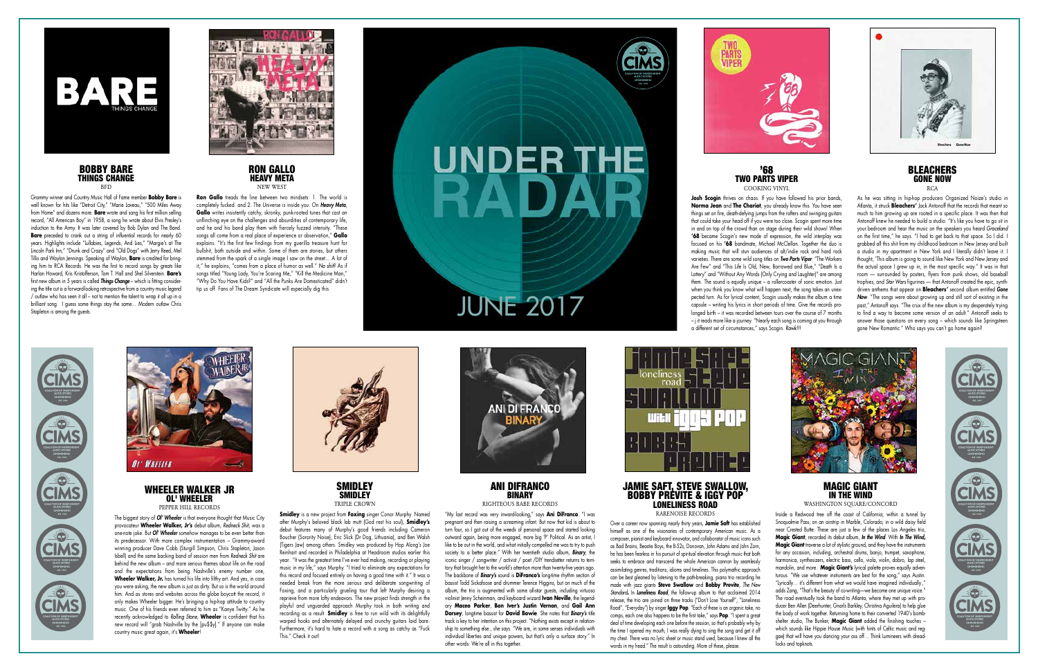# UNDER THE RADAR

JUNE 2017

## BOBBY BARE
### THINGS CHANGE
BFD

Grammy winner and Country Music Hall of Fame member **Bobby Bare** is well known for his like "Detroit City," "Marie Laveau," "500 Miles Away from Home" and dozens more. **Bare** wrote and sang his first million selling record, "All American Boy" in 1958, a song he wrote about Elvis Presley's induction to the Army. It was later covered by Bob Dylan and The Band. **Bare** preceded to crank out a string of influential records for nearly 60 years. Highlights include "Lullabies, Legends, And Lies," "Margie's at The Lincoln Park Inn," "Drunk and Crazy" and "Old Dogs" with Jerry Reed, Mel Tillis and Waylon Jennings. Speaking of Waylon, **Bare** is credited for bringing him to RCA Records. He was the first to record songs by greats like Harlan Howard, Kris Kristofferson, Tom T. Hall and Shel Silverstein. **Bare's** first new album in 5 years is called *Things Change* – which is fitting considering the title cut is a forward-looking retrospective from a country music legend / outlaw who has seen it all – not to mention the talent to wrap it all up in a brilliant song. I guess some things stay the same... Modern outlaw Chris Stapleton is among the guests.

## RON GALLO
### HEAVY META
NEW WEST

**Ron Gallo** treads the line between two mindsets: 1. The world is completely fucked. and 2. The Universe is inside you. On *Heavy Meta*, **Gallo** writes insistently catchy, skronky, punk-rooted tunes that cast an unflinching eye on the challenges and absurdities of contemporary life, and he and his band play them with fiercely fuzzed intensity. "These songs all come from a real place of experience or observation," **Gallo** explains. "It's the first few findings from my guerilla treasure hunt for bullshit, both outside and within. Some of them are stories, but others stemmed from the spark of a single image I saw on the street... A lot of it," he explains, "comes from a place of humor as well." No *shit*? As if songs titled "Young Lady, You're Scaring Me," "Kill the Medicine Man," "Why Do You Have Kids?" and "All the Punks Are Domesticated" didn't tip us off. Fans of The Dream Syndicate will especially dig this.

## '68
### TWO PARTS VIPER
COOKING VINYL

**Josh Scogin** thrives on chaos. If you have followed his prior bands, **Norma Jean** and **The Chariot**, you already know this. You have seen things set on fire, death-defying jumps from the rafters and swinging guitars that could take your head off if you were too close. Scogin spent more time in and on top of the crowd than on stage during their wild shows! When **'68** became Scogin's new mode of expression, the wild interplay was focused on his **'68** bandmate, Michael McClellan. Together the duo is making music that will stun audiences of alt/indie rock and hard rock varieties. There are some wild song titles on *Two Parts Viper*: "The Workers Are Few" and "This Life Is Old, New, Borrowed and Blue," "Death Is a Lottery" and "Without Any Words (Only Crying and Laughter)" are among them. The sound is equally unique – a rollercoaster of sonic emotion. Just when you think you know what will happen next, the song takes an unexpected turn. As for lyrical content, Scogin usually makes the album a time capsule – writing his lyrics in short periods of time. Give the records prolonged birth – it was recorded between tours over the course of 7 months – it reads more like a journey. "Nearly each song is coming at you through a different set of circumstances," says Scogin. Rawk!!!

## BLEACHERS
### GONE NOW
RCA

As he was sitting in hip-hop producers Organized Noize's studio in Atlanta, it struck **Bleachers'** Jack Antonoff that the records that meant so much to him growing up are rooted in a specific place. It was then that Antonoff knew he needed to build a studio. "It's like you have to go sit in your bedroom and hear the music on the speakers you heard *Graceland* on the first time," he says. "I had to get back to that space. So I did. I grabbed all this shit from my childhood bedroom in New Jersey and built a studio in my apartment in New York and I literally didn't leave it. I thought, 'This album is going to sound like New York and New Jersey and the actual space I grew up in, in the most specific way." It was in that room — surrounded by posters, flyers from punk shows, old baseball trophies, and *Star Wars* figurines — that Antonoff created the epic, synth-driven anthems that appear on **Bleachers'** second album entitled *Gone Now*. "The songs were about growing up and still sort of existing in the past," Antonoff says. "The crux of the new album is my desperately trying to find a way to become some version of an adult." Antonoff seeks to answer those questions on every song – which sounds like Springsteen gone New Romantic." Who says you can't go home again?

## WHEELER WALKER JR
### OL' WHEELER
PEPPER HILL RECORDS

The biggest story of *Ol' Wheeler* is that everyone thought that Music City provocateur **Wheeler Walker, Jr's** debut album, *Redneck Shit*, was a one-note joke. But *Ol' Wheeler* somehow manages to be even better than its predecessor. With more complex instrumentation – Grammy-award winning producer Dave Cobb (Sturgill Simpson, Chris Stapleton, Jason Isbell) and the same backing band of session men from *Redneck Shit* are behind the new album – and more serious themes about life on the road and the expectations from being Nashville's enemy number one, **Wheeler Walker, Jr.** has turned his life into filthy art. And yes, in case you were asking, the new album is just as dirty. But so is the world around him. And as stores and websites across the globe boycott the record, it only makes Wheeler bigger. He's bringing a hip-hop attitude to country music. One of his friends even referred to him as "Kanye Twitty." As he recently acknowledged to *Rolling Stone*, **Wheeler** is confident that his new record will "grab Nashville by the [pu$$y]." If anyone can make country music great again, it's **Wheeler**!

## SMIDLEY
### SMIDLEY
TRIPLE CROWN

**Smidley** is a new project from **Foxing** singer Conor Murphy. Named after Murphy's beloved black lab mutt (God rest his soul), **Smidley's** debut features many of Murphy's good friends including Cameron Boucher (Sorority Noise), Eric Slick (Dr Dog, Lithuania), and Ben Walsh (Tigers Jaw) among others. Smidley was produced by Hop Along's Joe Reinhart and recorded in Philadelphia at Headroom studios earlier this year. "It was the greatest time I've ever had making, recording or playing music in my life," says Murphy. "I tried to eliminate any expectations for this record and focused entirely on having a good time with it." It was a needed break from the more serious and deliberate songwriting of Foxing, and a particularly grueling tour that left Murphy desiring a reprieve from more lofty endeavors. The new project finds strength in the playful and unguarded approach Murphy took in both writing and recording as a result. **Smidley** is free to run wild with its delightfully warped hooks and alternately delayed and crunchy guitars laid bare. Furthermore, it's hard to hate a record with a song as catchy as "Fuck This." Check it out!

## ANI DIFRANCO
### BINARY
RIGHTEOUS BABE RECORDS

"My last record was very inward-looking," says **Ani DiFranco**. "I was pregnant and then raising a screaming infant. But now that kid is about to turn four, so I got out of the weeds of personal space and started looking outward again, being more engaged, more big 'P' Political. As an artist, I like to be out in the world, and what initially compelled me was to try to push society to a better place." With her twentieth studio album, *Binary*, the iconic singer / songwriter / activist / poet /DIY trendsetter returns to territory that brought her to the world's attention more than twenty-five years ago. The backbone of *Binary's* sound is **DiFranco's** long-time rhythm section of bassist Todd Sickafoose and drummer Terence Higgins, but on much of the album, the trio is augmented with some all-star guests, including virtuoso violinist Jenny Scheinman, and keyboard wizard **Ivan Neville**, the legendary **Maceo Parker**, **Bon Iver's Justin Vernon**, and **Gail Ann Dorsey**, longtime bassist for **David Bowie**. She notes that *Binary's* title track is key to her intention on this project. "Nothing exists except in relationship to something else., she says. "We are, in some senses individuals with individual liberties and unique powers, but that's only a surface story." In other words: We're all in this together.

## JAMIE SAFT, STEVE SWALLOW, BOBBY PREVITE & IGGY POP
### LONELINESS ROAD
RARENOISE RECORDS

Over a career now spanning nearly thirty years, **Jamie Saft** has established himself as one of the visionaries of contemporary American music. As a composer, pianist and keyboard innovator, and collaborator of music icons such as Bad Brains, Beastie Boys, the B-52s, Donovan, John Adams and John Zorn, he has been fearless in his pursuit of spiritual elevation through music that both seeks to embrace and transcend the whole American cannon by seamlessly assimilating genres, traditions, idioms and timelines. This polymathic approach can be best gleaned by listening to the path-breaking, piano trio recording he made with jazz giants **Steve Swallow** and **Bobby Previte**, *The New Standard*. In *Loneliness Road*, the follow-up album to that acclaimed 2014 release, the trio are joined on three tracks ("Don't Lose Yourself", "Loneliness Road", "Everyday") by singer **Iggy Pop**. "Each of these is an organic take, no comps, each one also happens to be the first take," says **Pop**. "I spent a great deal of time developing each one before the session, so that's probably why by the time I opened my mouth, I was really dying to sing the song and get it off my chest. There was no lyric sheet or music stand used, because I knew all the words in my head." The result is astounding. More of these, please.

## MAGIC GIANT
### IN THE WIND
WASHINGTON SQUARE/CONCORD

Inside a Redwood tree off the coast of California; within a tunnel by Snoqualmie Pass; on an airstrip in Marble, Colorado; in a wild daisy field near Crested Butte: These are just a few of the places Los Angeles trio, **Magic Giant**, recorded its debut album, *In the Wind*. With *In The Wind*, **Magic Giant** traverse a lot of stylistic ground, and they have the instruments for any occasion, including, orchestral drums, banjo, trumpet, saxophone, harmonica, synthesizers, electric bass, cello, viola, violin, dobro, lap steel, mandolin, and more. **Magic Giant's** lyrical palette proves equally adventurous. "We use whatever instruments are best for the song," says Austin. "Lyrically... it's different from what we would have imagined individually.," adds Zang, "That's the beauty of co-writing—we become one unique voice." The road eventually took the band to Atlanta, where they met up with producer Ben Allen (Deerhunter, Gnarls Barkley, Christina Aguilera) to help glue the body of work together. Returning home to their converted 1940's bomb-shelter studio, The Bunker, **Magic Giant** added the finishing touches – which sounds like Hippie House Music (with hints of Celtic music and reggae) that will have you dancing your ass off... Think Lumineers with dreadlocks and topknots.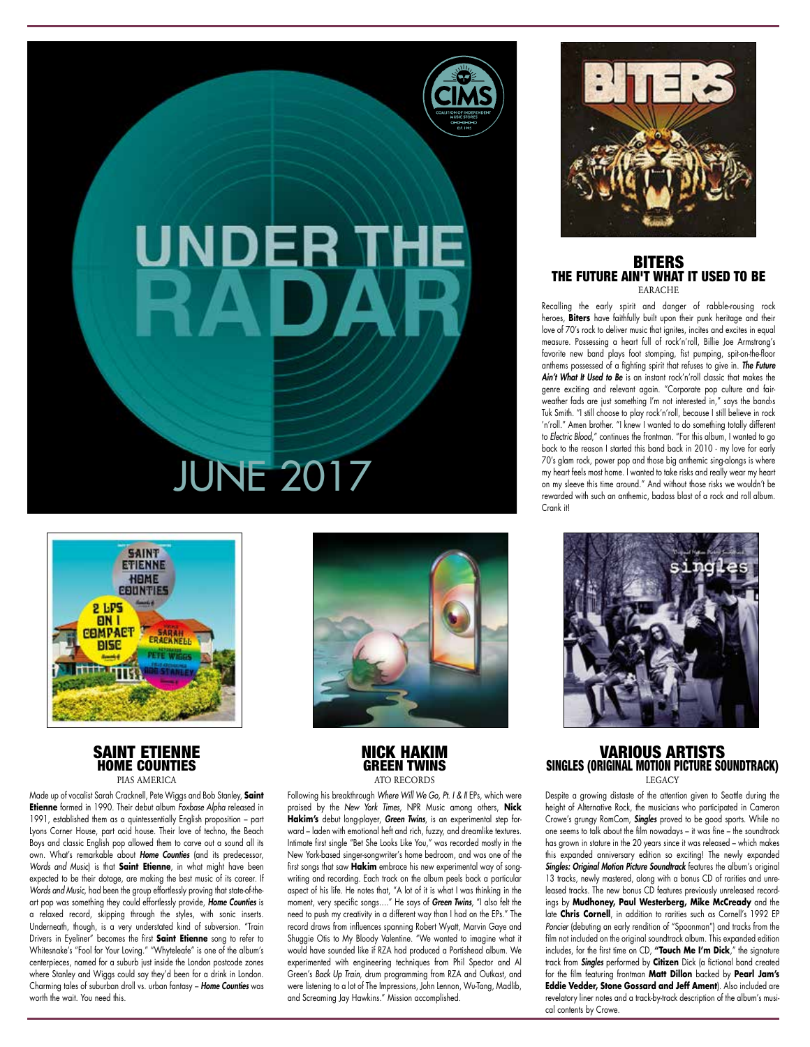UNDER THE RADAR

JUNE 2017

## BITERS
### THE FUTURE AIN'T WHAT IT USED TO BE
EARACHE

Recalling the early spirit and danger of rabble-rousing rock heroes, **Biters** have faithfully built upon their punk heritage and their love of 70's rock to deliver music that ignites, incites and excites in equal measure. Possessing a heart full of rock'n'roll, Billie Joe Armstrong's favorite new band plays foot stomping, fist pumping, spit-on-the-floor anthems possessed of a fighting spirit that refuses to give in. ***The Future Ain't What It Used to Be*** is an instant rock'n'roll classic that makes the genre exciting and relevant again. "Corporate pop culture and fair-weather fads are just something I'm not interested in," says the band›s Tuk Smith. "I still choose to play rock'n'roll, because I still believe in rock 'n'roll." Amen brother. "I knew I wanted to do something totally different to *Electric Blood*," continues the frontman. "For this album, I wanted to go back to the reason I started this band back in 2010 - my love for early 70's glam rock, power pop and those big anthemic sing-alongs is where my heart feels most home. I wanted to take risks and really wear my heart on my sleeve this time around." And without those risks we wouldn't be rewarded with such an anthemic, badass blast of a rock and roll album. Crank it!

## SAINT ETIENNE
### HOME COUNTIES
PIAS AMERICA

Made up of vocalist Sarah Cracknell, Pete Wiggs and Bob Stanley, **Saint Etienne** formed in 1990. Their debut album *Foxbase Alpha* released in 1991, established them as a quintessentially English proposition – part Lyons Corner House, part acid house. Their love of techno, the Beach Boys and classic English pop allowed them to carve out a sound all its own. What's remarkable about ***Home Counties*** (and its predecessor, *Words and Music*) is that **Saint Etienne**, in what might have been expected to be their dotage, are making the best music of its career. If *Words and Music*, had been the group effortlessly proving that state-of-the-art pop was something they could effortlessly provide, ***Home Counties*** is a relaxed record, skipping through the styles, with sonic inserts. Underneath, though, is a very understated kind of subversion. "Train Drivers in Eyeliner" becomes the first **Saint Etienne** song to refer to Whitesnake's "Fool for Your Loving." "Whyteleafe" is one of the album's centerpieces, named for a suburb just inside the London postcode zones where Stanley and Wiggs could say they'd been for a drink in London. Charming tales of suburban droll vs. urban fantasy – ***Home Counties*** was worth the wait. You need this.

## NICK HAKIM
### GREEN TWINS
ATO RECORDS

Following his breakthrough *Where Will We Go, Pt. I & II* EPs, which were praised by the *New York Times*, NPR Music among others, **Nick Hakim's** debut long-player, ***Green Twins***, is an experimental step forward – laden with emotional heft and rich, fuzzy, and dreamlike textures. Intimate first single "Bet She Looks Like You," was recorded mostly in the New York-based singer-songwriter's home bedroom, and was one of the first songs that saw **Hakim** embrace his new experimental way of songwriting and recording. Each track on the album peels back a particular aspect of his life. He notes that, "A lot of it is what I was thinking in the moment, very specific songs…." He says of ***Green Twins***, "I also felt the need to push my creativity in a different way than I had on the EPs." The record draws from influences spanning Robert Wyatt, Marvin Gaye and Shuggie Otis to My Bloody Valentine. "We wanted to imagine what it would have sounded like if RZA had produced a Portishead album. We experimented with engineering techniques from Phil Spector and Al Green's *Back Up Train*, drum programming from RZA and Outkast, and were listening to a lot of The Impressions, John Lennon, Wu-Tang, Madlib, and Screaming Jay Hawkins." Mission accomplished.

## VARIOUS ARTISTS
### SINGLES (ORIGINAL MOTION PICTURE SOUNDTRACK)
LEGACY

Despite a growing distaste of the attention given to Seattle during the height of Alternative Rock, the musicians who participated in Cameron Crowe's grungy RomCom, ***Singles*** proved to be good sports. While no one seems to talk about the film nowadays – it was fine – the soundtrack has grown in stature in the 20 years since it was released – which makes this expanded anniversary edition so exciting! The newly expanded ***Singles: Original Motion Picture Soundtrack*** features the album's original 13 tracks, newly mastered, along with a bonus CD of rarities and unreleased tracks. The new bonus CD features previously unreleased recordings by **Mudhoney, Paul Westerberg, Mike McCready** and the late **Chris Cornell**, in addition to rarities such as Cornell's 1992 EP *Poncier* (debuting an early rendition of "Spoonman") and tracks from the film not included on the original soundtrack album. This expanded edition includes, for the first time on CD, **"Touch Me I'm Dick**," the signature track from ***Singles*** performed by **Citizen** Dick (a fictional band created for the film featuring frontman **Matt Dillon** backed by **Pearl Jam's Eddie Vedder, Stone Gossard and Jeff Ament**). Also included are revelatory liner notes and a track-by-track description of the album's musical contents by Crowe.